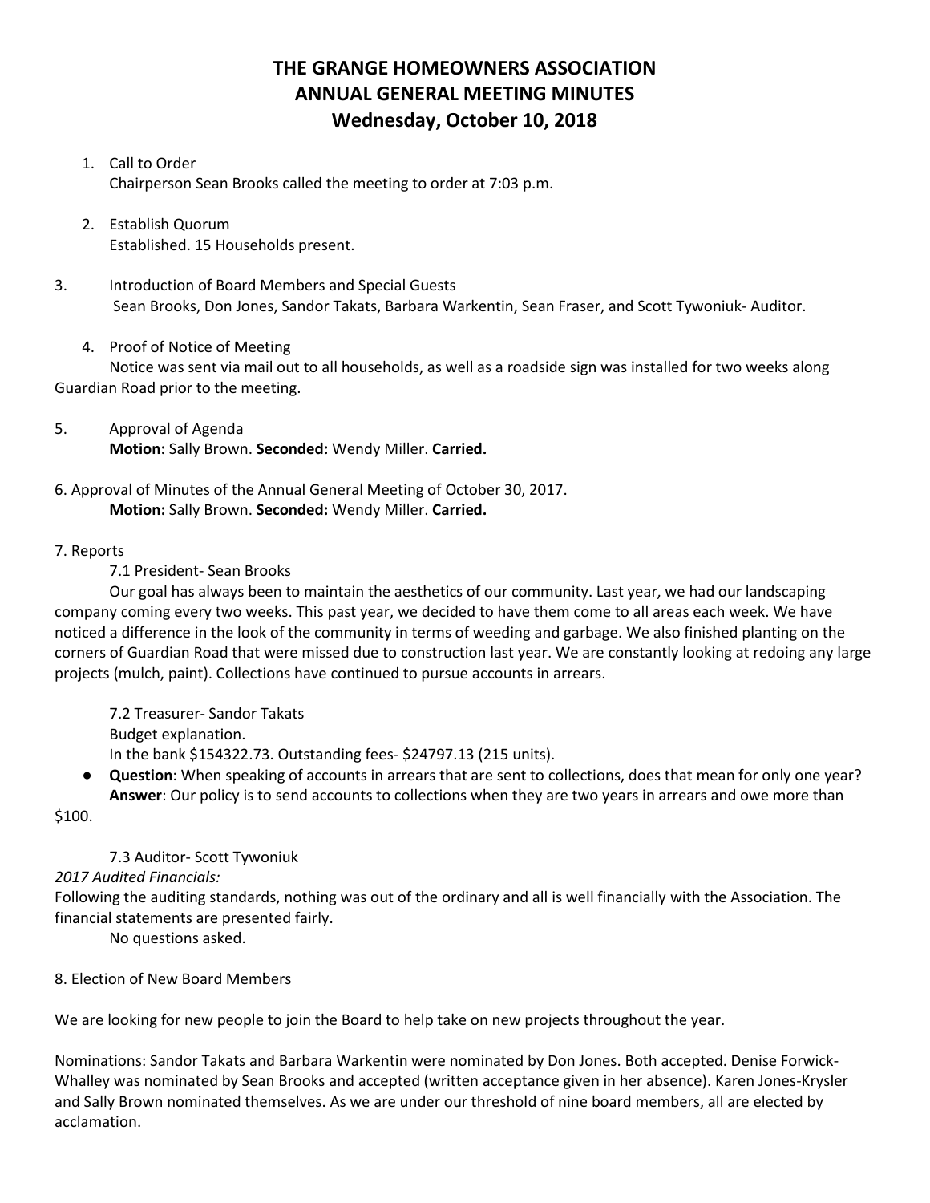# THE GRANGE HOMEOWNERS ASSOCIATION
## ANNUAL GENERAL MEETING MINUTES
### Wednesday, October 10, 2018

1. Call to Order
   Chairperson Sean Brooks called the meeting to order at 7:03 p.m.

2. Establish Quorum
   Established. 15 Households present.

3. Introduction of Board Members and Special Guests
   Sean Brooks, Don Jones, Sandor Takats, Barbara Warkentin, Sean Fraser, and Scott Tywoniuk- Auditor.

4. Proof of Notice of Meeting
   Notice was sent via mail out to all households, as well as a roadside sign was installed for two weeks along Guardian Road prior to the meeting.

5. Approval of Agenda
   **Motion:** Sally Brown. **Seconded:** Wendy Miller. **Carried.**

6. Approval of Minutes of the Annual General Meeting of October 30, 2017.
   **Motion:** Sally Brown. **Seconded:** Wendy Miller. **Carried.**

7. Reports

   7.1 President- Sean Brooks

   Our goal has always been to maintain the aesthetics of our community. Last year, we had our landscaping company coming every two weeks. This past year, we decided to have them come to all areas each week. We have noticed a difference in the look of the community in terms of weeding and garbage. We also finished planting on the corners of Guardian Road that were missed due to construction last year. We are constantly looking at redoing any large projects (mulch, paint). Collections have continued to pursue accounts in arrears.

   7.2 Treasurer- Sandor Takats

   Budget explanation.

   In the bank $154322.73. Outstanding fees- $24797.13 (215 units).

   - **Question**: When speaking of accounts in arrears that are sent to collections, does that mean for only one year?
     **Answer**: Our policy is to send accounts to collections when they are two years in arrears and owe more than $100.

   7.3 Auditor- Scott Tywoniuk

   *2017 Audited Financials:*

   Following the auditing standards, nothing was out of the ordinary and all is well financially with the Association. The financial statements are presented fairly.

   No questions asked.

8. Election of New Board Members

We are looking for new people to join the Board to help take on new projects throughout the year.

Nominations: Sandor Takats and Barbara Warkentin were nominated by Don Jones. Both accepted. Denise Forwick-Whalley was nominated by Sean Brooks and accepted (written acceptance given in her absence). Karen Jones-Krysler and Sally Brown nominated themselves. As we are under our threshold of nine board members, all are elected by acclamation.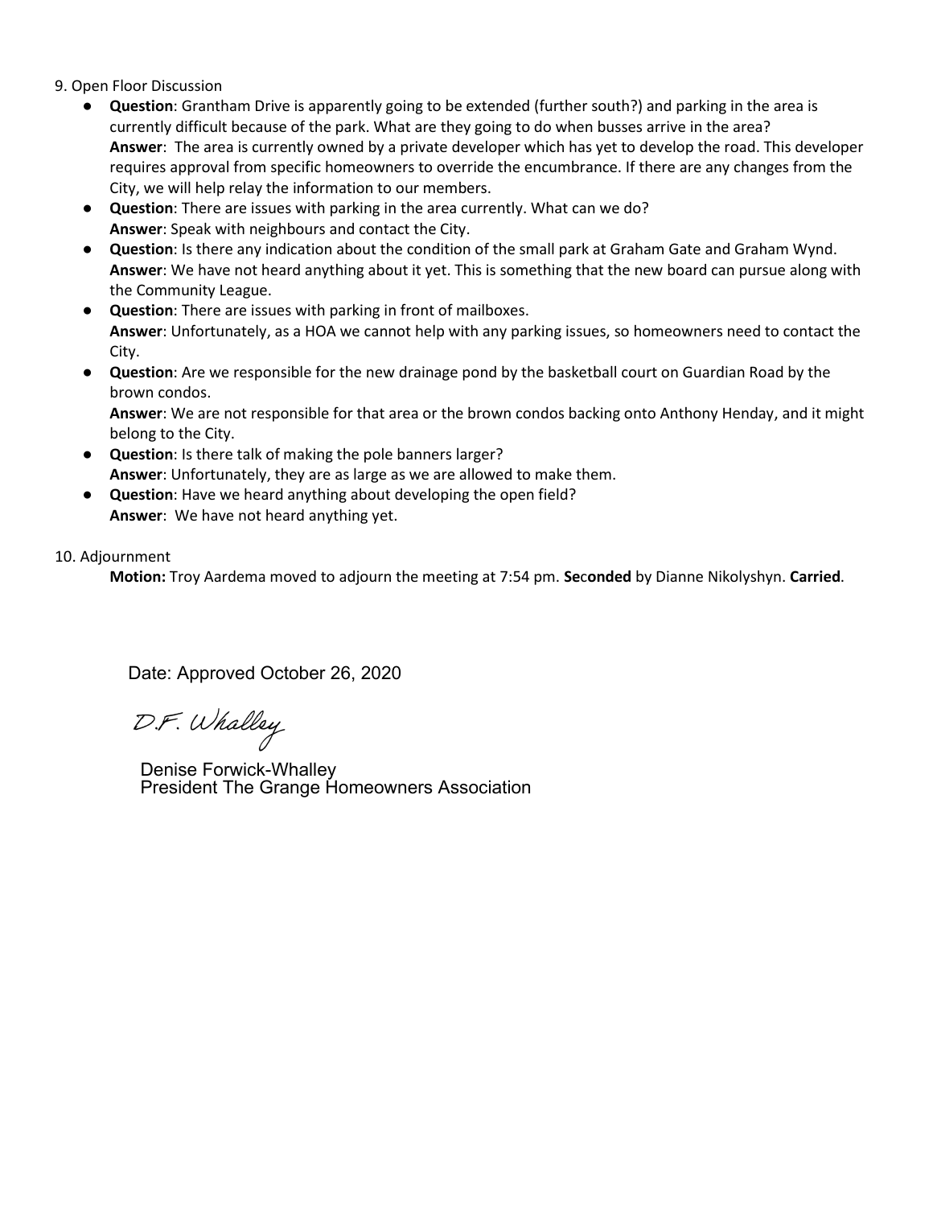9. Open Floor Discussion

- **Question**: Grantham Drive is apparently going to be extended (further south?) and parking in the area is currently difficult because of the park. What are they going to do when busses arrive in the area?
  **Answer**: The area is currently owned by a private developer which has yet to develop the road. This developer requires approval from specific homeowners to override the encumbrance. If there are any changes from the City, we will help relay the information to our members.
- **Question**: There are issues with parking in the area currently. What can we do?
  **Answer**: Speak with neighbours and contact the City.
- **Question**: Is there any indication about the condition of the small park at Graham Gate and Graham Wynd.
  **Answer**: We have not heard anything about it yet. This is something that the new board can pursue along with the Community League.
- **Question**: There are issues with parking in front of mailboxes.
  **Answer**: Unfortunately, as a HOA we cannot help with any parking issues, so homeowners need to contact the City.
- **Question**: Are we responsible for the new drainage pond by the basketball court on Guardian Road by the brown condos.
  **Answer**: We are not responsible for that area or the brown condos backing onto Anthony Henday, and it might belong to the City.
- **Question**: Is there talk of making the pole banners larger?
  **Answer**: Unfortunately, they are as large as we are allowed to make them.
- **Question**: Have we heard anything about developing the open field?
  **Answer**: We have not heard anything yet.

10. Adjournment

**Motion:** Troy Aardema moved to adjourn the meeting at 7:54 pm. **Seconded** by Dianne Nikolyshyn. **Carried**.

Date: Approved October 26, 2020

D.F. Whalley

Denise Forwick-Whalley
President The Grange Homeowners Association